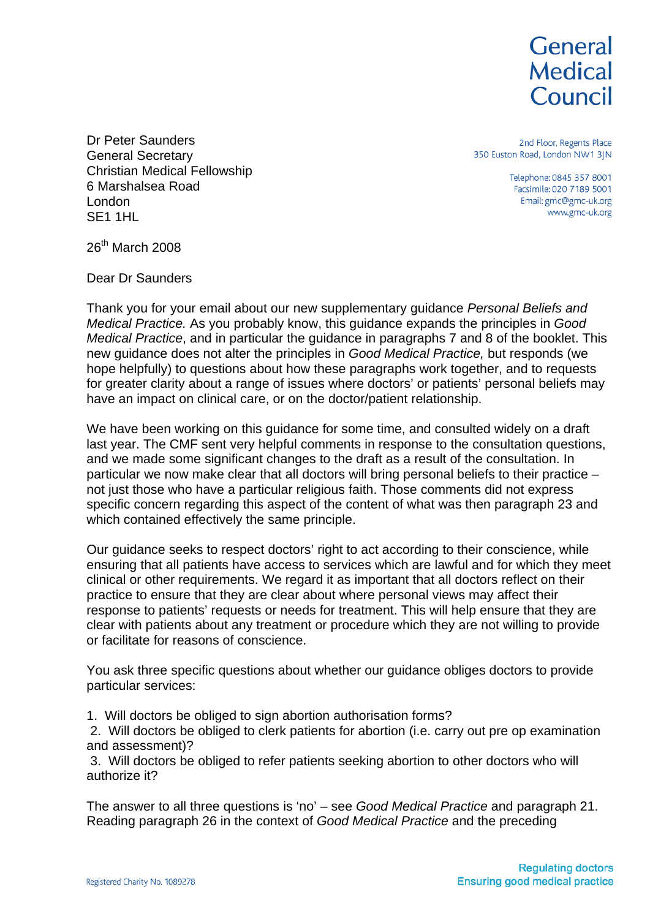# General Medical Council

2nd Floor, Regents Place
350 Euston Road, London NW1 3JN

Telephone: 0845 357 8001
Facsimile: 020 7189 5001
Email: gmc@gmc-uk.org
www.gmc-uk.org

Dr Peter Saunders
General Secretary
Christian Medical Fellowship
6 Marshalsea Road
London
SE1 1HL

26th March 2008

Dear Dr Saunders

Thank you for your email about our new supplementary guidance *Personal Beliefs and Medical Practice.* As you probably know, this guidance expands the principles in *Good Medical Practice*, and in particular the guidance in paragraphs 7 and 8 of the booklet. This new guidance does not alter the principles in *Good Medical Practice,* but responds (we hope helpfully) to questions about how these paragraphs work together, and to requests for greater clarity about a range of issues where doctors' or patients' personal beliefs may have an impact on clinical care, or on the doctor/patient relationship.

We have been working on this guidance for some time, and consulted widely on a draft last year. The CMF sent very helpful comments in response to the consultation questions, and we made some significant changes to the draft as a result of the consultation. In particular we now make clear that all doctors will bring personal beliefs to their practice – not just those who have a particular religious faith. Those comments did not express specific concern regarding this aspect of the content of what was then paragraph 23 and which contained effectively the same principle.

Our guidance seeks to respect doctors' right to act according to their conscience, while ensuring that all patients have access to services which are lawful and for which they meet clinical or other requirements. We regard it as important that all doctors reflect on their practice to ensure that they are clear about where personal views may affect their response to patients' requests or needs for treatment. This will help ensure that they are clear with patients about any treatment or procedure which they are not willing to provide or facilitate for reasons of conscience.

You ask three specific questions about whether our guidance obliges doctors to provide particular services:

1. Will doctors be obliged to sign abortion authorisation forms?
2. Will doctors be obliged to clerk patients for abortion (i.e. carry out pre op examination and assessment)?
3. Will doctors be obliged to refer patients seeking abortion to other doctors who will authorize it?

The answer to all three questions is 'no' – see *Good Medical Practice* and paragraph 21. Reading paragraph 26 in the context of *Good Medical Practice* and the preceding

Registered Charity No. 1089278

Regulating doctors
Ensuring good medical practice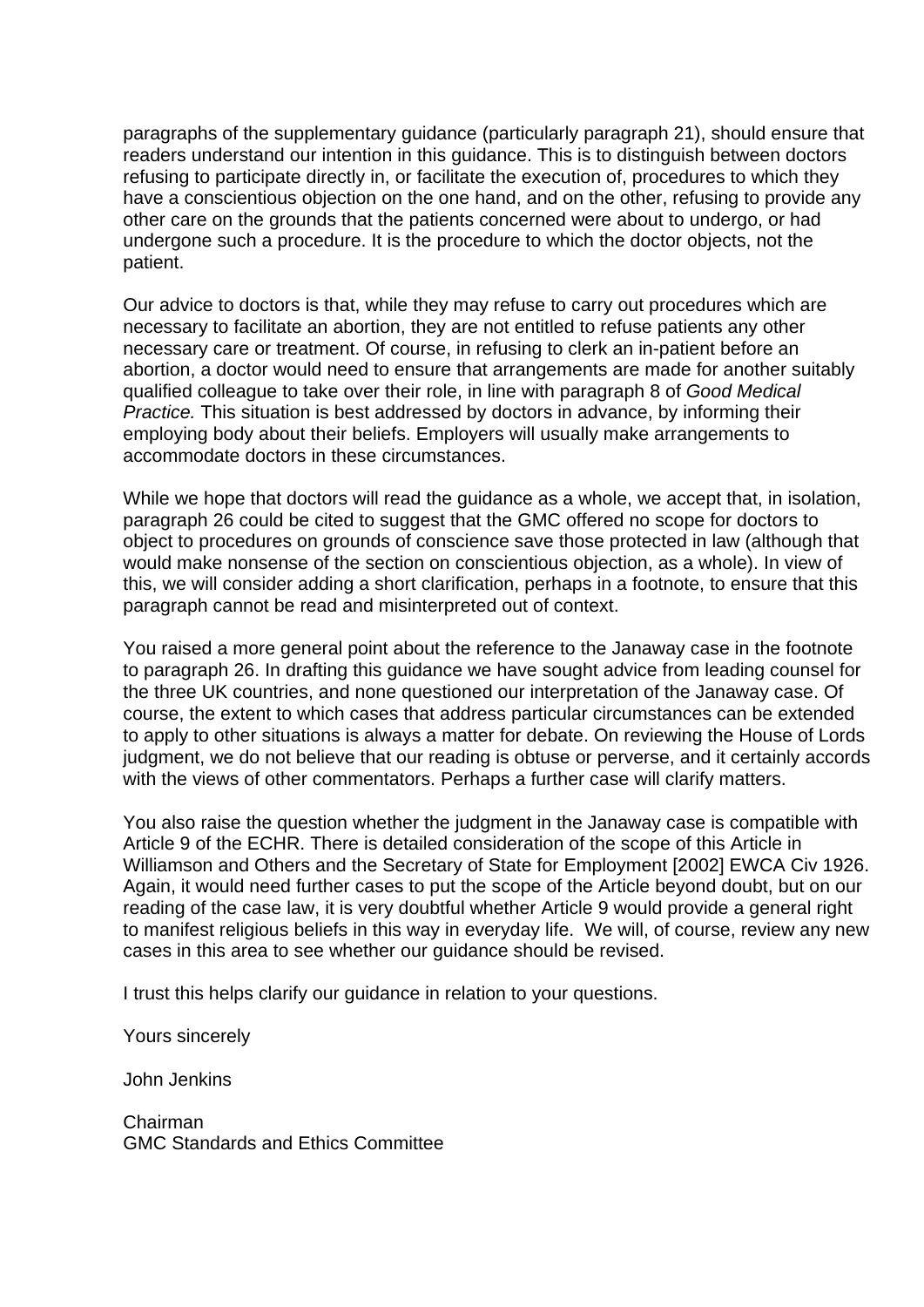paragraphs of the supplementary guidance (particularly paragraph 21), should ensure that readers understand our intention in this guidance. This is to distinguish between doctors refusing to participate directly in, or facilitate the execution of, procedures to which they have a conscientious objection on the one hand, and on the other, refusing to provide any other care on the grounds that the patients concerned were about to undergo, or had undergone such a procedure. It is the procedure to which the doctor objects, not the patient.

Our advice to doctors is that, while they may refuse to carry out procedures which are necessary to facilitate an abortion, they are not entitled to refuse patients any other necessary care or treatment. Of course, in refusing to clerk an in-patient before an abortion, a doctor would need to ensure that arrangements are made for another suitably qualified colleague to take over their role, in line with paragraph 8 of *Good Medical Practice.* This situation is best addressed by doctors in advance, by informing their employing body about their beliefs. Employers will usually make arrangements to accommodate doctors in these circumstances.

While we hope that doctors will read the guidance as a whole, we accept that, in isolation, paragraph 26 could be cited to suggest that the GMC offered no scope for doctors to object to procedures on grounds of conscience save those protected in law (although that would make nonsense of the section on conscientious objection, as a whole). In view of this, we will consider adding a short clarification, perhaps in a footnote, to ensure that this paragraph cannot be read and misinterpreted out of context.

You raised a more general point about the reference to the Janaway case in the footnote to paragraph 26. In drafting this guidance we have sought advice from leading counsel for the three UK countries, and none questioned our interpretation of the Janaway case. Of course, the extent to which cases that address particular circumstances can be extended to apply to other situations is always a matter for debate. On reviewing the House of Lords judgment, we do not believe that our reading is obtuse or perverse, and it certainly accords with the views of other commentators. Perhaps a further case will clarify matters.

You also raise the question whether the judgment in the Janaway case is compatible with Article 9 of the ECHR. There is detailed consideration of the scope of this Article in Williamson and Others and the Secretary of State for Employment [2002] EWCA Civ 1926. Again, it would need further cases to put the scope of the Article beyond doubt, but on our reading of the case law, it is very doubtful whether Article 9 would provide a general right to manifest religious beliefs in this way in everyday life. We will, of course, review any new cases in this area to see whether our guidance should be revised.

I trust this helps clarify our guidance in relation to your questions.

Yours sincerely

John Jenkins

Chairman
GMC Standards and Ethics Committee